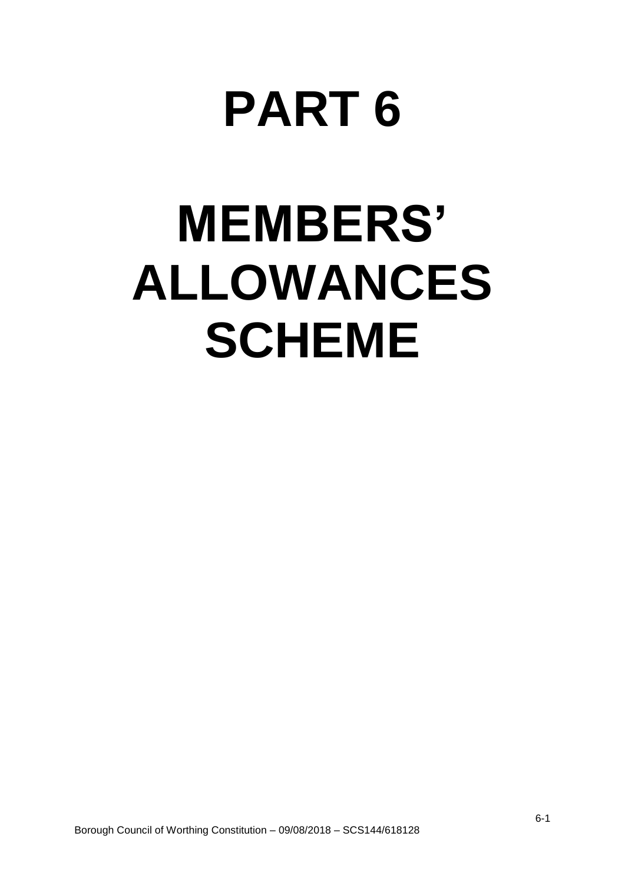# PART 6

# MEMBERS' ALLOWANCES SCHEME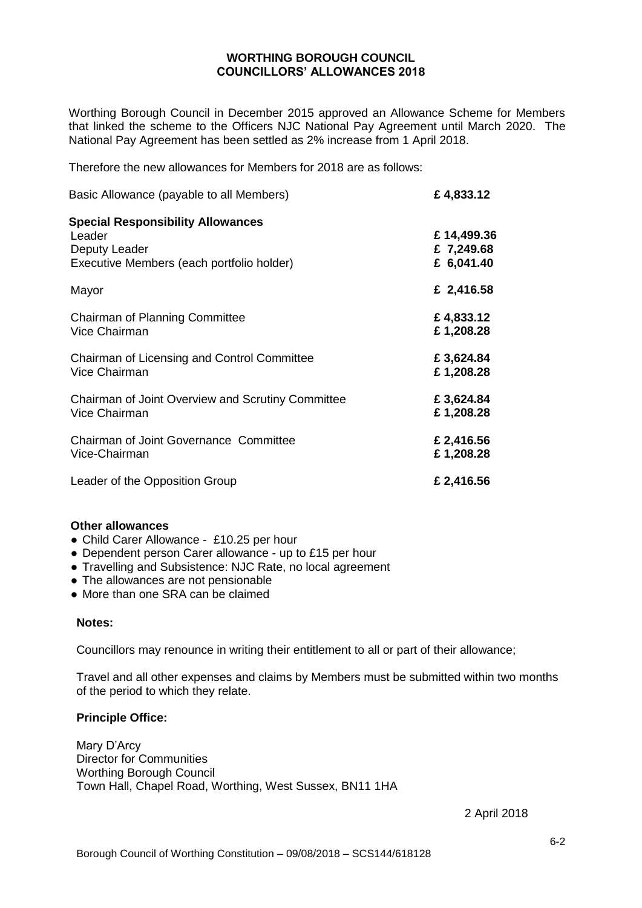**WORTHING BOROUGH COUNCIL**
**COUNCILLORS' ALLOWANCES 2018**

Worthing Borough Council in December 2015 approved an Allowance Scheme for Members that linked the scheme to the Officers NJC National Pay Agreement until March 2020. The National Pay Agreement has been settled as 2% increase from 1 April 2018.

Therefore the new allowances for Members for 2018 are as follows:

| | |
|---|---|
| Basic Allowance (payable to all Members) | **£ 4,833.12** |
| **Special Responsibility Allowances** | |
| Leader | **£ 14,499.36** |
| Deputy Leader | **£ 7,249.68** |
| Executive Members (each portfolio holder) | **£ 6,041.40** |
| Mayor | **£ 2,416.58** |
| Chairman of Planning Committee | **£ 4,833.12** |
| Vice Chairman | **£ 1,208.28** |
| Chairman of Licensing and Control Committee | **£ 3,624.84** |
| Vice Chairman | **£ 1,208.28** |
| Chairman of Joint Overview and Scrutiny Committee | **£ 3,624.84** |
| Vice Chairman | **£ 1,208.28** |
| Chairman of Joint Governance Committee | **£ 2,416.56** |
| Vice-Chairman | **£ 1,208.28** |
| Leader of the Opposition Group | **£ 2,416.56** |

**Other allowances**

- Child Carer Allowance - £10.25 per hour
- Dependent person Carer allowance - up to £15 per hour
- Travelling and Subsistence: NJC Rate, no local agreement
- The allowances are not pensionable
- More than one SRA can be claimed

**Notes:**

Councillors may renounce in writing their entitlement to all or part of their allowance;

Travel and all other expenses and claims by Members must be submitted within two months of the period to which they relate.

**Principle Office:**

Mary D'Arcy
Director for Communities
Worthing Borough Council
Town Hall, Chapel Road, Worthing, West Sussex, BN11 1HA

2 April 2018